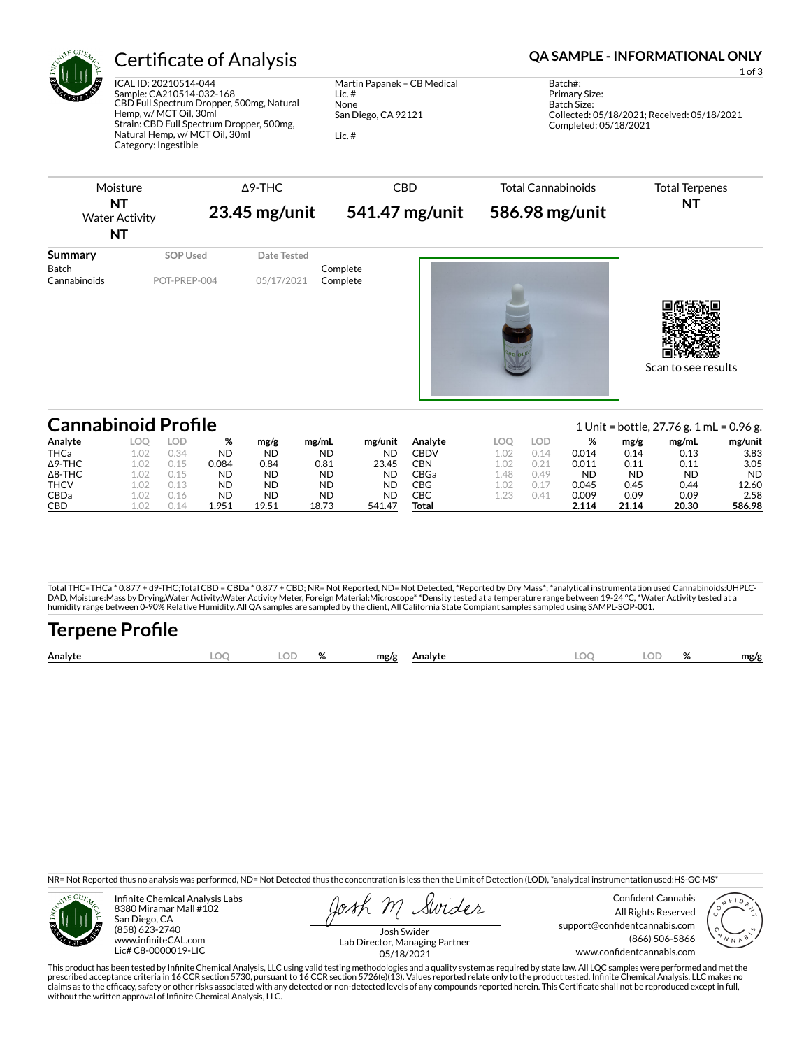# Certificate of Analysis

**QA SAMPLE - INFORMATIONAL ONLY**

ICAL ID: 20210514-044
Sample: CA210514-032-168
CBD Full Spectrum Dropper, 500mg, Natural Hemp, w/ MCT Oil, 30ml
Strain: CBD Full Spectrum Dropper, 500mg, Natural Hemp, w/ MCT Oil, 30ml
Category: Ingestible

Martin Papanek – CB Medical
Lic. #
None
San Diego, CA 92121

Lic. #

Batch#:
Primary Size:
Batch Size:
Collected: 05/18/2021; Received: 05/18/2021
Completed: 05/18/2021

| Moisture | Δ9-THC | CBD | Total Cannabinoids | Total Terpenes |
|---|---|---|---|---|
| NT<br>Water Activity<br>NT | 23.45 mg/unit | 541.47 mg/unit | 586.98 mg/unit | NT |

| Summary | SOP Used | Date Tested | |
|---|---|---|---|
| Batch | | | Complete |
| Cannabinoids | POT-PREP-004 | 05/17/2021 | Complete |

Scan to see results

## Cannabinoid Profile

1 Unit = bottle, 27.76 g. 1 mL = 0.96 g.

| Analyte | LOQ | LOD | % | mg/g | mg/mL | mg/unit | Analyte | LOQ | LOD | % | mg/g | mg/mL | mg/unit |
|---|---|---|---|---|---|---|---|---|---|---|---|---|---|
| THCa | 1.02 | 0.34 | ND | ND | ND | ND | CBDV | 1.02 | 0.14 | 0.014 | 0.14 | 0.13 | 3.83 |
| Δ9-THC | 1.02 | 0.15 | 0.084 | 0.84 | 0.81 | 23.45 | CBN | 1.02 | 0.21 | 0.011 | 0.11 | 0.11 | 3.05 |
| Δ8-THC | 1.02 | 0.15 | ND | ND | ND | ND | CBGa | 1.48 | 0.49 | ND | ND | ND | ND |
| THCV | 1.02 | 0.13 | ND | ND | ND | ND | CBG | 1.02 | 0.17 | 0.045 | 0.45 | 0.44 | 12.60 |
| CBDa | 1.02 | 0.16 | ND | ND | ND | ND | CBC | 1.23 | 0.41 | 0.009 | 0.09 | 0.09 | 2.58 |
| CBD | 1.02 | 0.14 | 1.951 | 19.51 | 18.73 | 541.47 | **Total** | | | **2.114** | **21.14** | **20.30** | **586.98** |

Total THC=THCa * 0.877 + d9-THC;Total CBD = CBDa * 0.877 + CBD; NR= Not Reported, ND= Not Detected, *Reported by Dry Mass*; *analytical instrumentation used Cannabinoids:UHPLC-DAD, Moisture:Mass by Drying,Water Activity:Water Activity Meter, Foreign Material:Microscope* *Density tested at a temperature range between 19-24 °C, *Water Activity tested at a humidity range between 0-90% Relative Humidity. All QA samples are sampled by the client, All California State Compiant samples sampled using SAMPL-SOP-001.

## Terpene Profile

| Analyte | LOQ | LOD | % | mg/g | Analyte | LOQ | LOD | % | mg/g |
|---|---|---|---|---|---|---|---|---|---|

NR= Not Reported thus no analysis was performed, ND= Not Detected thus the concentration is less then the Limit of Detection (LOD), *analytical instrumentation used:HS-GC-MS*

Infinite Chemical Analysis Labs
8380 Miramar Mall #102
San Diego, CA
(858) 623-2740
www.infiniteCAL.com
Lic# C8-0000019-LIC

Josh M Swider
Josh Swider
Lab Director, Managing Partner
05/18/2021

Confident Cannabis
All Rights Reserved
support@confidentcannabis.com
(866) 506-5866
www.confidentcannabis.com

This product has been tested by Infinite Chemical Analysis, LLC using valid testing methodologies and a quality system as required by state law. All LQC samples were performed and met the prescribed acceptance criteria in 16 CCR section 5730, pursuant to 16 CCR section 5726(e)(13). Values reported relate only to the product tested. Infinite Chemical Analysis, LLC makes no claims as to the efficacy, safety or other risks associated with any detected or non-detected levels of any compounds reported herein. This Certificate shall not be reproduced except in full, without the written approval of Infinite Chemical Analysis, LLC.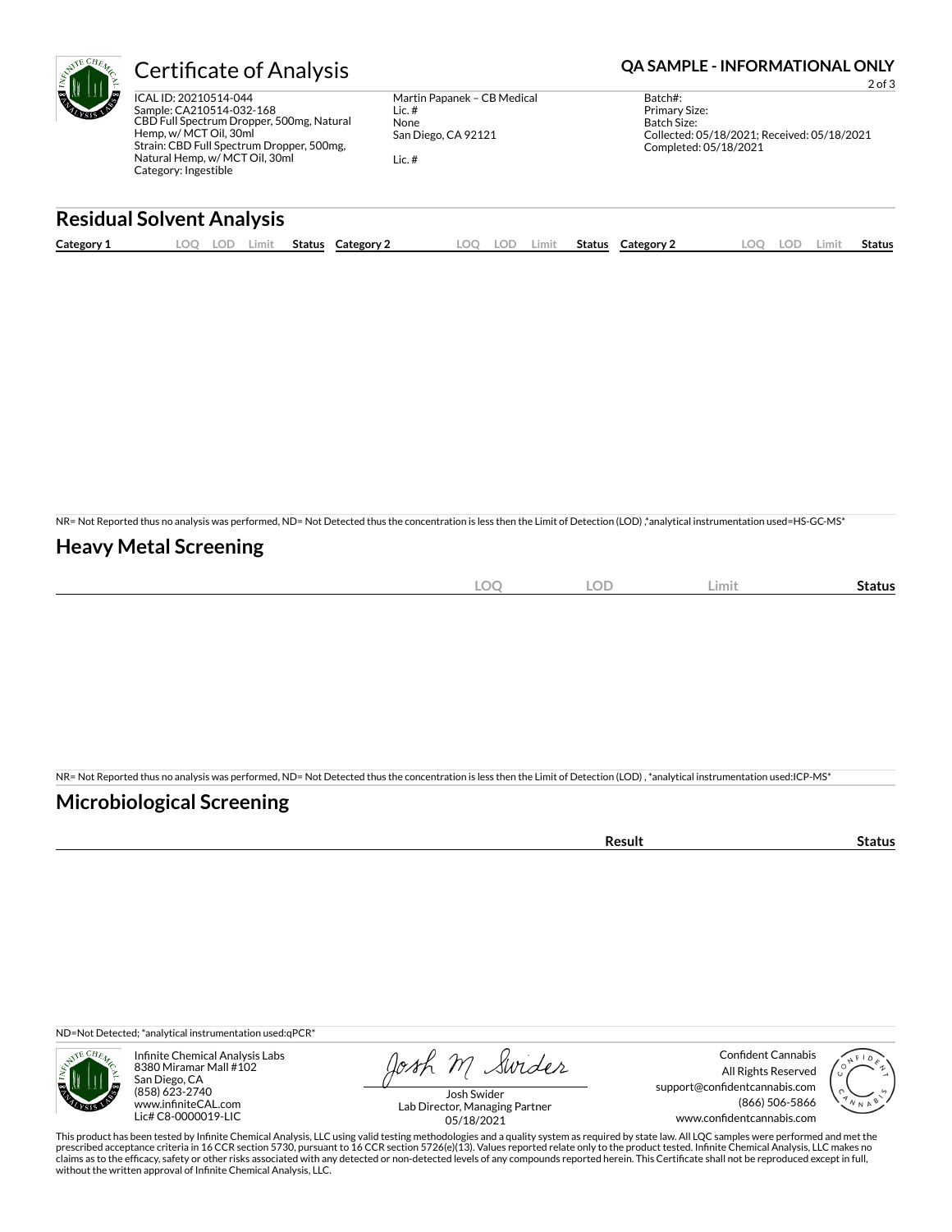# Certificate of Analysis

**QA SAMPLE - INFORMATIONAL ONLY**

ICAL ID: 20210514-044
Sample: CA210514-032-168
CBD Full Spectrum Dropper, 500mg, Natural Hemp, w/ MCT Oil, 30ml
Strain: CBD Full Spectrum Dropper, 500mg, Natural Hemp, w/ MCT Oil, 30ml
Category: Ingestible

Martin Papanek – CB Medical
Lic. #
None
San Diego, CA 92121

Lic. #

Batch#:
Primary Size:
Batch Size:
Collected: 05/18/2021; Received: 05/18/2021
Completed: 05/18/2021

## Residual Solvent Analysis

| Category 1 | LOQ | LOD | Limit | Status | Category 2 | LOQ | LOD | Limit | Status | Category 2 | LOQ | LOD | Limit | Status |
|---|---|---|---|---|---|---|---|---|---|---|---|---|---|---|

NR= Not Reported thus no analysis was performed, ND= Not Detected thus the concentration is less then the Limit of Detection (LOD) ,*analytical instrumentation used=HS-GC-MS*

## Heavy Metal Screening

| | LOQ | LOD | Limit | Status |
|---|---|---|---|---|

NR= Not Reported thus no analysis was performed, ND= Not Detected thus the concentration is less then the Limit of Detection (LOD) , *analytical instrumentation used:ICP-MS*

## Microbiological Screening

| | Result | Status |
|---|---|---|

ND=Not Detected; *analytical instrumentation used:qPCR*

Infinite Chemical Analysis Labs
8380 Miramar Mall #102
San Diego, CA
(858) 623-2740
www.infiniteCAL.com
Lic# C8-0000019-LIC

Josh Swider
Lab Director, Managing Partner
05/18/2021

Confident Cannabis
All Rights Reserved
support@confidentcannabis.com
(866) 506-5866
www.confidentcannabis.com

This product has been tested by Infinite Chemical Analysis, LLC using valid testing methodologies and a quality system as required by state law. All LQC samples were performed and met the prescribed acceptance criteria in 16 CCR section 5730, pursuant to 16 CCR section 5726(e)(13). Values reported relate only to the product tested. Infinite Chemical Analysis, LLC makes no claims as to the efficacy, safety or other risks associated with any detected or non-detected levels of any compounds reported herein. This Certificate shall not be reproduced except in full, without the written approval of Infinite Chemical Analysis, LLC.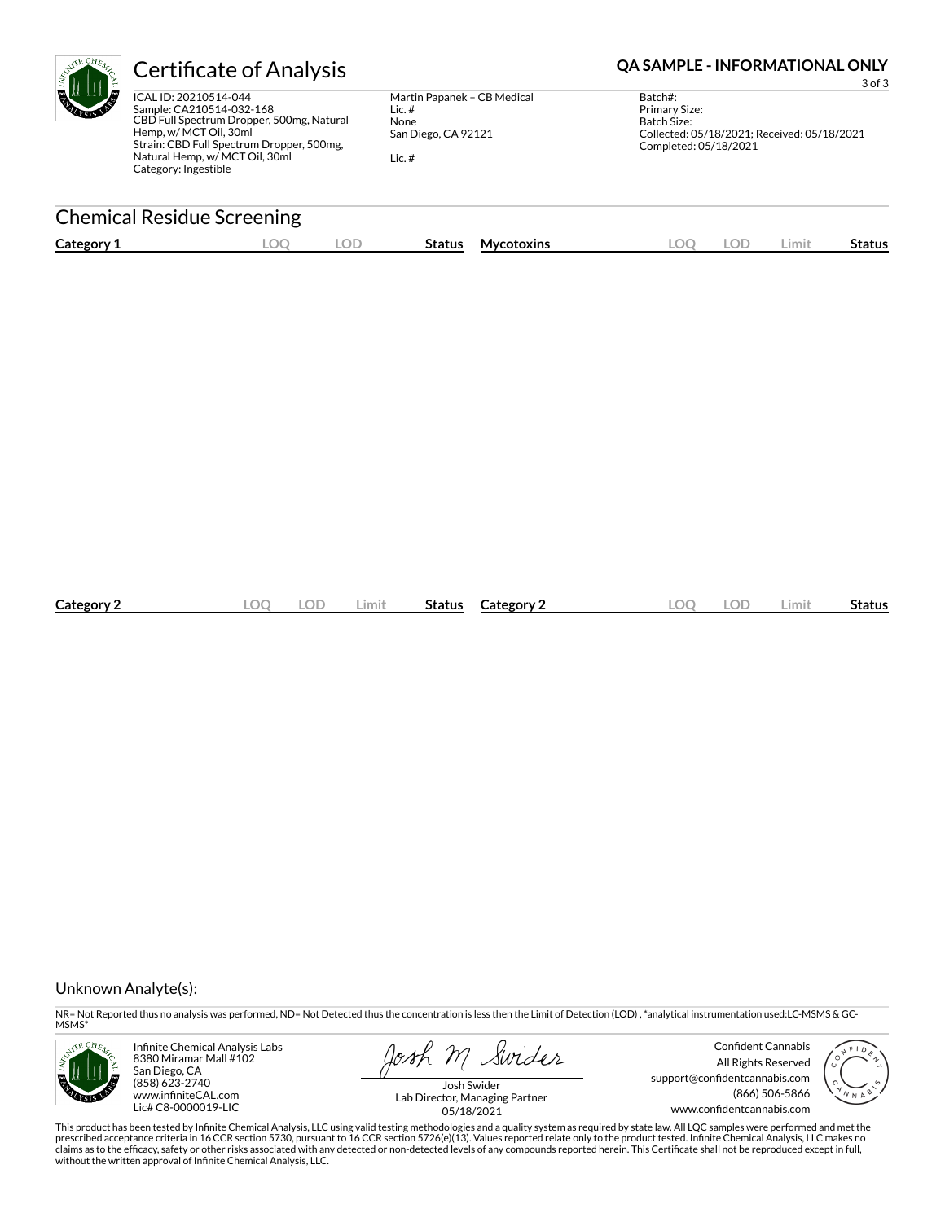# Certificate of Analysis

**QA SAMPLE - INFORMATIONAL ONLY**

ICAL ID: 20210514-044
Sample: CA210514-032-168
CBD Full Spectrum Dropper, 500mg, Natural Hemp, w/ MCT Oil, 30ml
Strain: CBD Full Spectrum Dropper, 500mg, Natural Hemp, w/ MCT Oil, 30ml
Category: Ingestible

Martin Papanek – CB Medical
Lic. #
None
San Diego, CA 92121

Lic. #

Batch#:
Primary Size:
Batch Size:
Collected: 05/18/2021; Received: 05/18/2021
Completed: 05/18/2021

## Chemical Residue Screening

| Category 1 | LOQ | LOD | Status |
|---|---|---|---|

| Mycotoxins | LOQ | LOD | Limit | Status |
|---|---|---|---|---|

| Category 2 | LOQ | LOD | Limit | Status |
|---|---|---|---|---|

| Category 2 | LOQ | LOD | Limit | Status |
|---|---|---|---|---|

Unknown Analyte(s):

NR= Not Reported thus no analysis was performed, ND= Not Detected thus the concentration is less then the Limit of Detection (LOD) , *analytical instrumentation used:LC-MSMS & GC-MSMS*

Infinite Chemical Analysis Labs
8380 Miramar Mall #102
San Diego, CA
(858) 623-2740
www.infiniteCAL.com
Lic# C8-0000019-LIC

Josh Swider
Lab Director, Managing Partner
05/18/2021

Confident Cannabis
All Rights Reserved
support@confidentcannabis.com
(866) 506-5866
www.confidentcannabis.com

This product has been tested by Infinite Chemical Analysis, LLC using valid testing methodologies and a quality system as required by state law. All LQC samples were performed and met the prescribed acceptance criteria in 16 CCR section 5730, pursuant to 16 CCR section 5726(e)(13). Values reported relate only to the product tested. Infinite Chemical Analysis, LLC makes no claims as to the efficacy, safety or other risks associated with any detected or non-detected levels of any compounds reported herein. This Certificate shall not be reproduced except in full, without the written approval of Infinite Chemical Analysis, LLC.